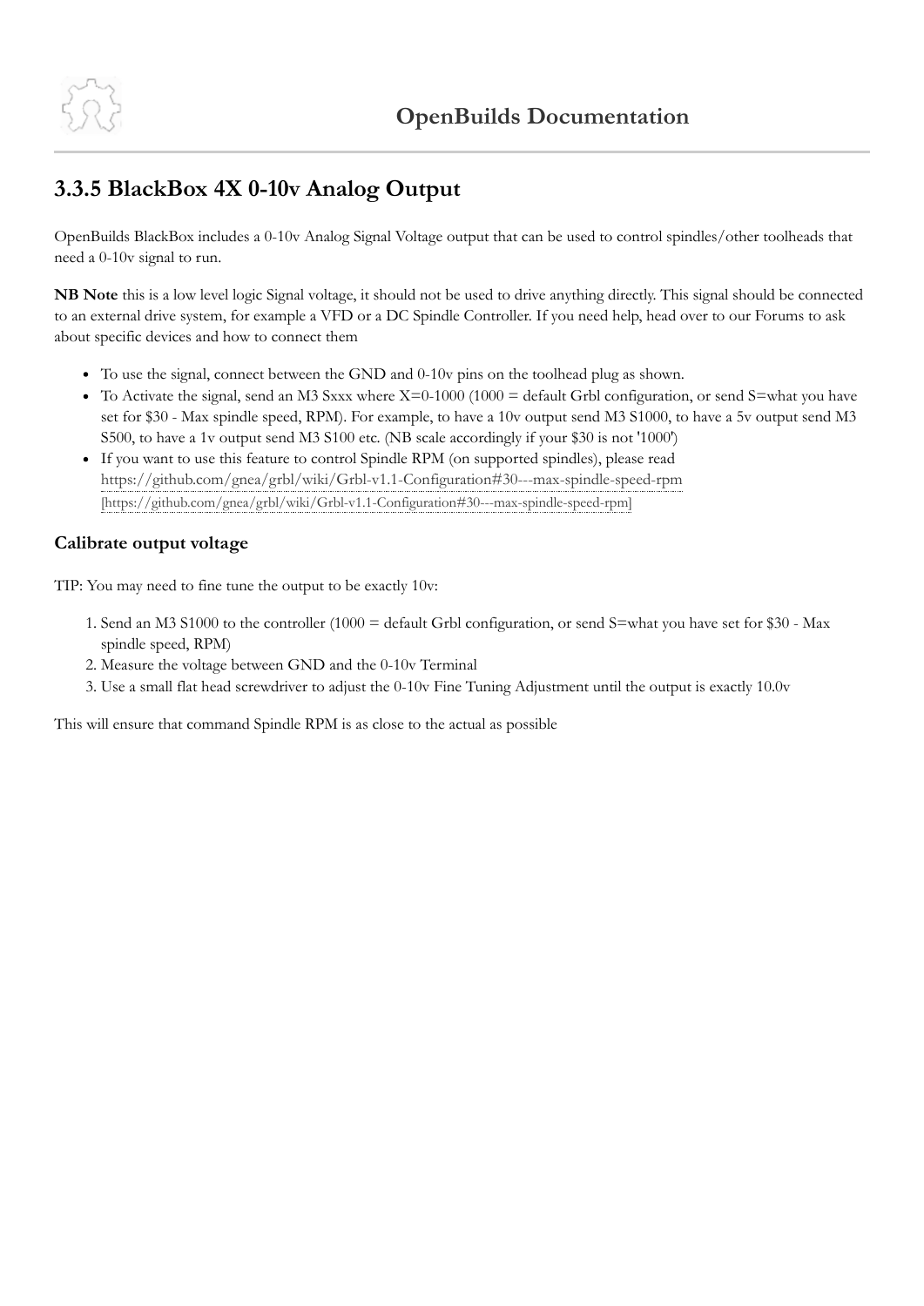## 3.3.5 BlackBox 4X 0-10v Analog Output

OpenBuilds BlackBox includes a 0-10v Analog Signal Voltage output that can be used to control spindles/other toolheads that need a 0-10v signal to run.

**NB Note** this is a low level logic Signal voltage, it should not be used to drive anything directly. This signal should be connected to an external drive system, for example a VFD or a DC Spindle Controller. If you need help, head over to our Forums to ask about specific devices and how to connect them

- To use the signal, connect between the GND and 0-10v pins on the toolhead plug as shown.
- To Activate the signal, send an M3 Sxxx where X=0-1000 (1000 = default Grbl configuration, or send S=what you have set for $30 - Max spindle speed, RPM). For example, to have a 10v output send M3 S1000, to have a 5v output send M3 S500, to have a 1v output send M3 S100 etc. (NB scale accordingly if your $30 is not '1000')
- If you want to use this feature to control Spindle RPM (on supported spindles), please read https://github.com/gnea/grbl/wiki/Grbl-v1.1-Configuration#30---max-spindle-speed-rpm [https://github.com/gnea/grbl/wiki/Grbl-v1.1-Configuration#30---max-spindle-speed-rpm]

### Calibrate output voltage

TIP: You may need to fine tune the output to be exactly 10v:

1. Send an M3 S1000 to the controller (1000 = default Grbl configuration, or send S=what you have set for $30 - Max spindle speed, RPM)
2. Measure the voltage between GND and the 0-10v Terminal
3. Use a small flat head screwdriver to adjust the 0-10v Fine Tuning Adjustment until the output is exactly 10.0v

This will ensure that command Spindle RPM is as close to the actual as possible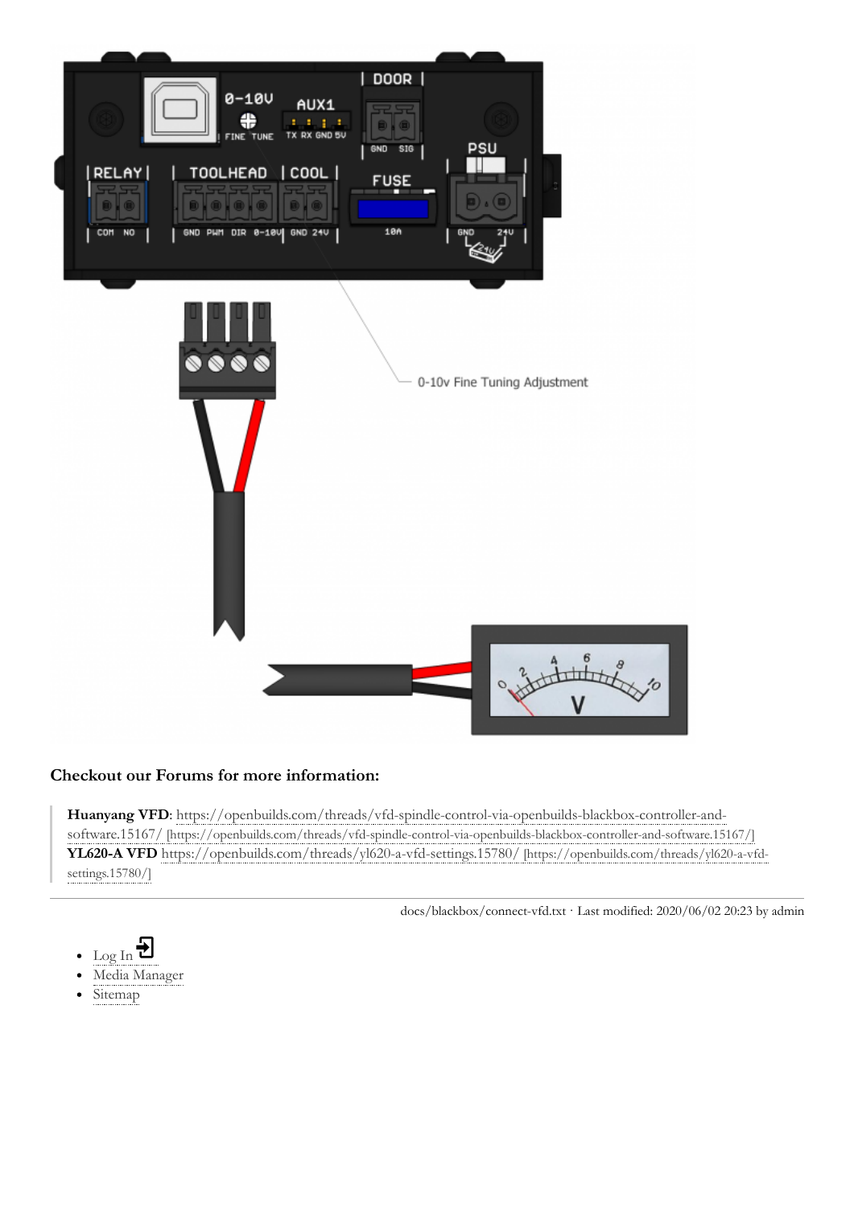0-10V

FINE TUNE

AUX1

TX RX GND 5V

DOOR

GND SIG

PSU

RELAY

COM NO

TOOLHEAD

GND PWM DIR 0-10V

COOL

GND 24V

FUSE

10A

GND 24V

24V

0-10v Fine Tuning Adjustment

0 2 4 6 8 10

V

### Checkout our Forums for more information:

> **Huanyang VFD**: https://openbuilds.com/threads/vfd-spindle-control-via-openbuilds-blackbox-controller-and-software.15167/ [https://openbuilds.com/threads/vfd-spindle-control-via-openbuilds-blackbox-controller-and-software.15167/]
> **YL620-A VFD** https://openbuilds.com/threads/yl620-a-vfd-settings.15780/ [https://openbuilds.com/threads/yl620-a-vfd-settings.15780/]

docs/blackbox/connect-vfd.txt · Last modified: 2020/06/02 20:23 by admin

- Log In
- Media Manager
- Sitemap